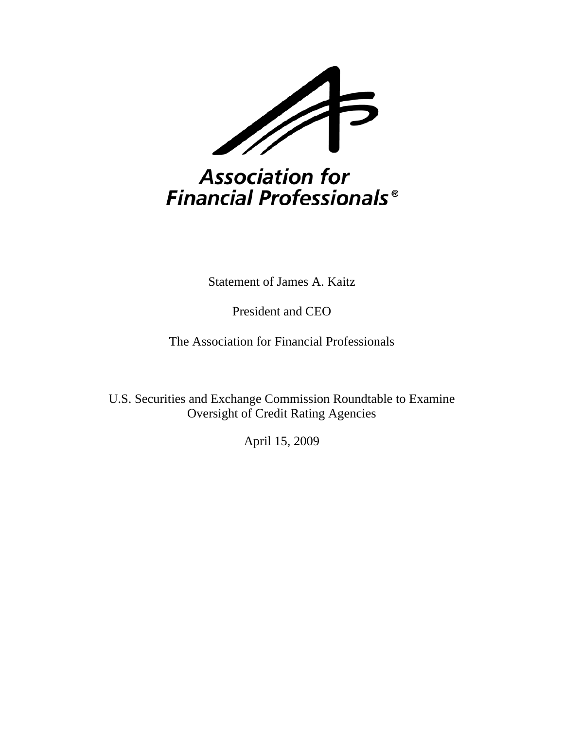Association for Financial Professionals®

Statement of James A. Kaitz

President and CEO

The Association for Financial Professionals

U.S. Securities and Exchange Commission Roundtable to Examine Oversight of Credit Rating Agencies

April 15, 2009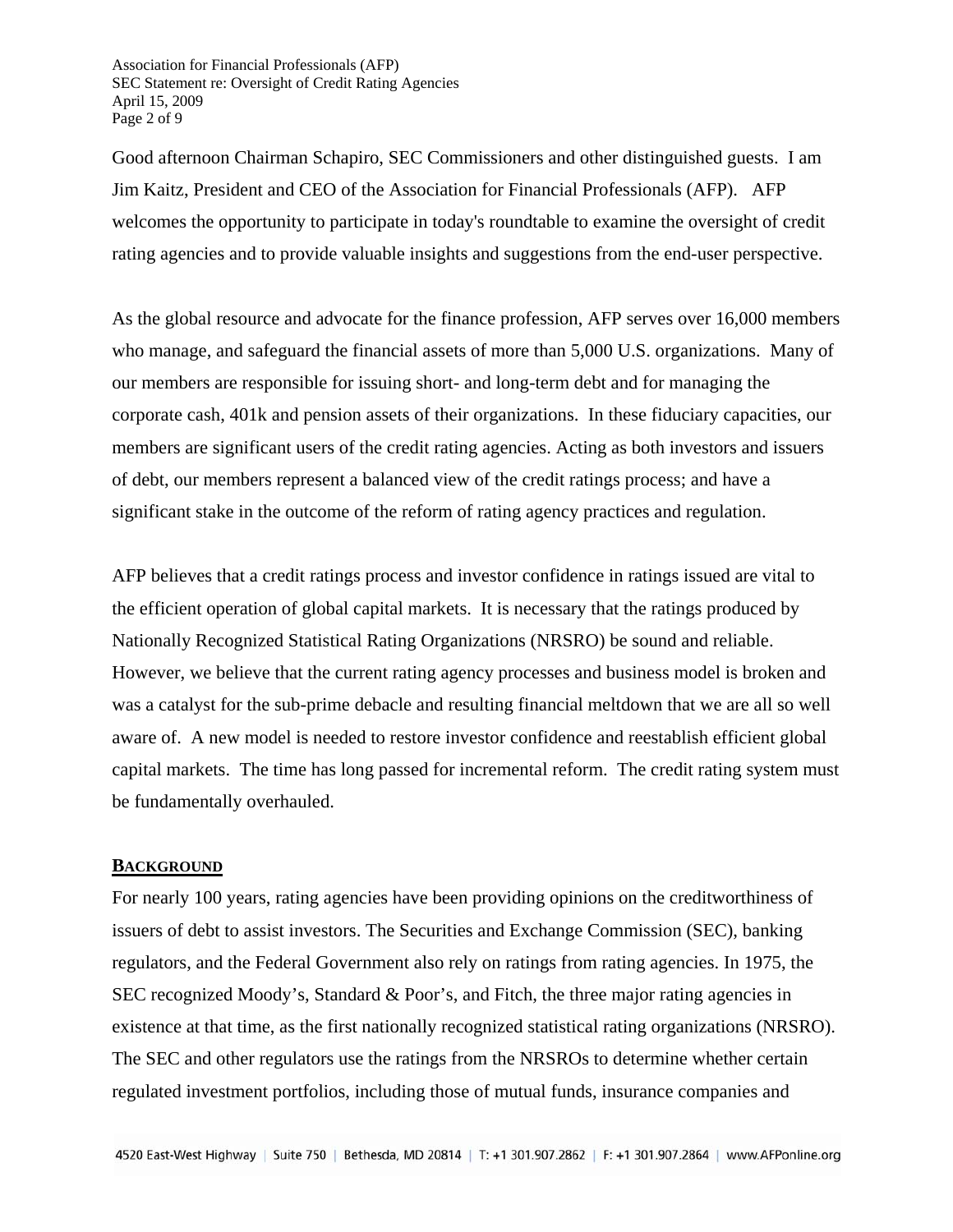Good afternoon Chairman Schapiro, SEC Commissioners and other distinguished guests. I am Jim Kaitz, President and CEO of the Association for Financial Professionals (AFP). AFP welcomes the opportunity to participate in today's roundtable to examine the oversight of credit rating agencies and to provide valuable insights and suggestions from the end-user perspective.

As the global resource and advocate for the finance profession, AFP serves over 16,000 members who manage, and safeguard the financial assets of more than 5,000 U.S. organizations. Many of our members are responsible for issuing short- and long-term debt and for managing the corporate cash, 401k and pension assets of their organizations. In these fiduciary capacities, our members are significant users of the credit rating agencies. Acting as both investors and issuers of debt, our members represent a balanced view of the credit ratings process; and have a significant stake in the outcome of the reform of rating agency practices and regulation.

AFP believes that a credit ratings process and investor confidence in ratings issued are vital to the efficient operation of global capital markets. It is necessary that the ratings produced by Nationally Recognized Statistical Rating Organizations (NRSRO) be sound and reliable. However, we believe that the current rating agency processes and business model is broken and was a catalyst for the sub-prime debacle and resulting financial meltdown that we are all so well aware of. A new model is needed to restore investor confidence and reestablish efficient global capital markets. The time has long passed for incremental reform. The credit rating system must be fundamentally overhauled.

## BACKGROUND

For nearly 100 years, rating agencies have been providing opinions on the creditworthiness of issuers of debt to assist investors. The Securities and Exchange Commission (SEC), banking regulators, and the Federal Government also rely on ratings from rating agencies. In 1975, the SEC recognized Moody's, Standard & Poor's, and Fitch, the three major rating agencies in existence at that time, as the first nationally recognized statistical rating organizations (NRSRO). The SEC and other regulators use the ratings from the NRSROs to determine whether certain regulated investment portfolios, including those of mutual funds, insurance companies and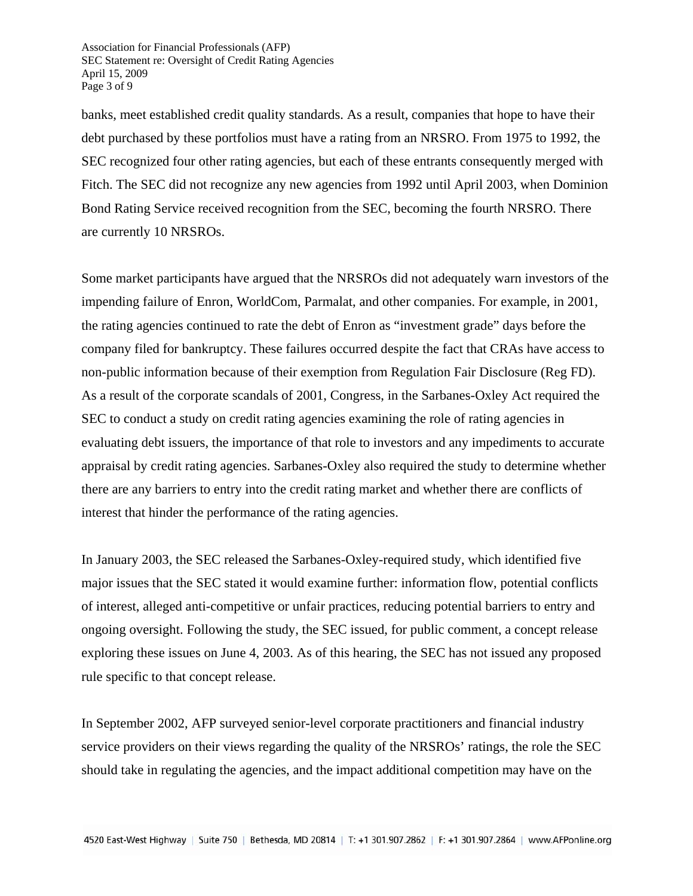banks, meet established credit quality standards. As a result, companies that hope to have their debt purchased by these portfolios must have a rating from an NRSRO. From 1975 to 1992, the SEC recognized four other rating agencies, but each of these entrants consequently merged with Fitch. The SEC did not recognize any new agencies from 1992 until April 2003, when Dominion Bond Rating Service received recognition from the SEC, becoming the fourth NRSRO. There are currently 10 NRSROs.

Some market participants have argued that the NRSROs did not adequately warn investors of the impending failure of Enron, WorldCom, Parmalat, and other companies. For example, in 2001, the rating agencies continued to rate the debt of Enron as "investment grade" days before the company filed for bankruptcy. These failures occurred despite the fact that CRAs have access to non-public information because of their exemption from Regulation Fair Disclosure (Reg FD). As a result of the corporate scandals of 2001, Congress, in the Sarbanes-Oxley Act required the SEC to conduct a study on credit rating agencies examining the role of rating agencies in evaluating debt issuers, the importance of that role to investors and any impediments to accurate appraisal by credit rating agencies. Sarbanes-Oxley also required the study to determine whether there are any barriers to entry into the credit rating market and whether there are conflicts of interest that hinder the performance of the rating agencies.

In January 2003, the SEC released the Sarbanes-Oxley-required study, which identified five major issues that the SEC stated it would examine further: information flow, potential conflicts of interest, alleged anti-competitive or unfair practices, reducing potential barriers to entry and ongoing oversight. Following the study, the SEC issued, for public comment, a concept release exploring these issues on June 4, 2003. As of this hearing, the SEC has not issued any proposed rule specific to that concept release.

In September 2002, AFP surveyed senior-level corporate practitioners and financial industry service providers on their views regarding the quality of the NRSROs' ratings, the role the SEC should take in regulating the agencies, and the impact additional competition may have on the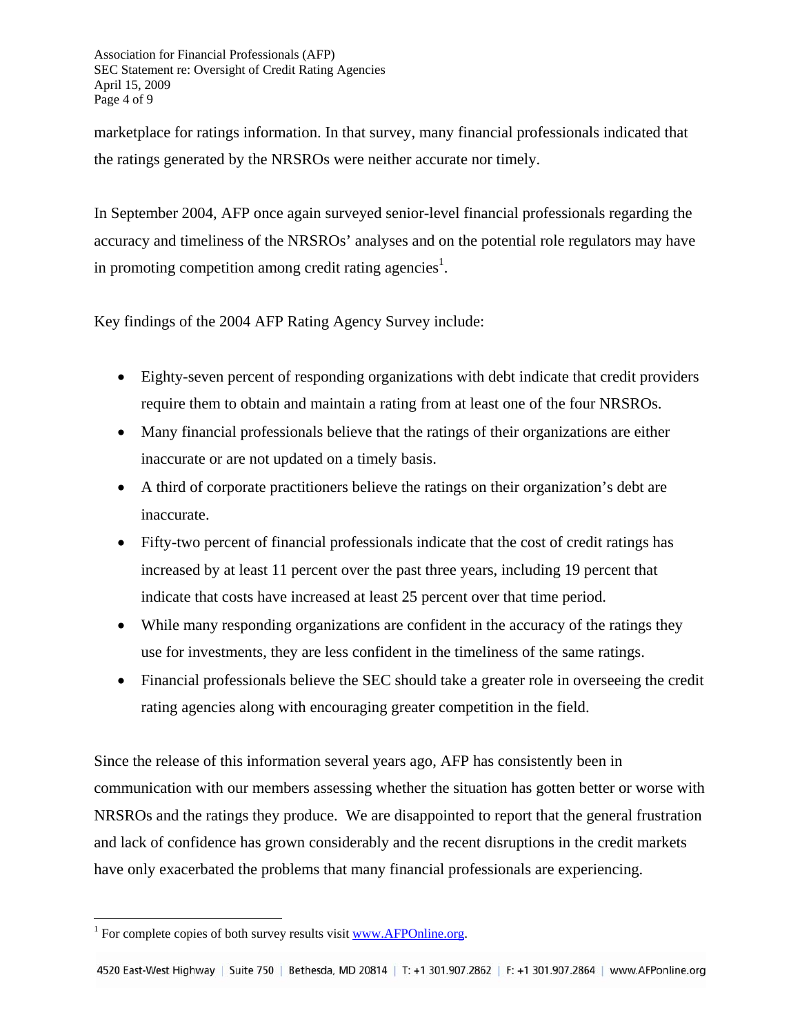marketplace for ratings information. In that survey, many financial professionals indicated that the ratings generated by the NRSROs were neither accurate nor timely.

In September 2004, AFP once again surveyed senior-level financial professionals regarding the accuracy and timeliness of the NRSROs' analyses and on the potential role regulators may have in promoting competition among credit rating agencies[1].

Key findings of the 2004 AFP Rating Agency Survey include:

- Eighty-seven percent of responding organizations with debt indicate that credit providers require them to obtain and maintain a rating from at least one of the four NRSROs.
- Many financial professionals believe that the ratings of their organizations are either inaccurate or are not updated on a timely basis.
- A third of corporate practitioners believe the ratings on their organization's debt are inaccurate.
- Fifty-two percent of financial professionals indicate that the cost of credit ratings has increased by at least 11 percent over the past three years, including 19 percent that indicate that costs have increased at least 25 percent over that time period.
- While many responding organizations are confident in the accuracy of the ratings they use for investments, they are less confident in the timeliness of the same ratings.
- Financial professionals believe the SEC should take a greater role in overseeing the credit rating agencies along with encouraging greater competition in the field.

Since the release of this information several years ago, AFP has consistently been in communication with our members assessing whether the situation has gotten better or worse with NRSROs and the ratings they produce. We are disappointed to report that the general frustration and lack of confidence has grown considerably and the recent disruptions in the credit markets have only exacerbated the problems that many financial professionals are experiencing.

[1] For complete copies of both survey results visit www.AFPOnline.org.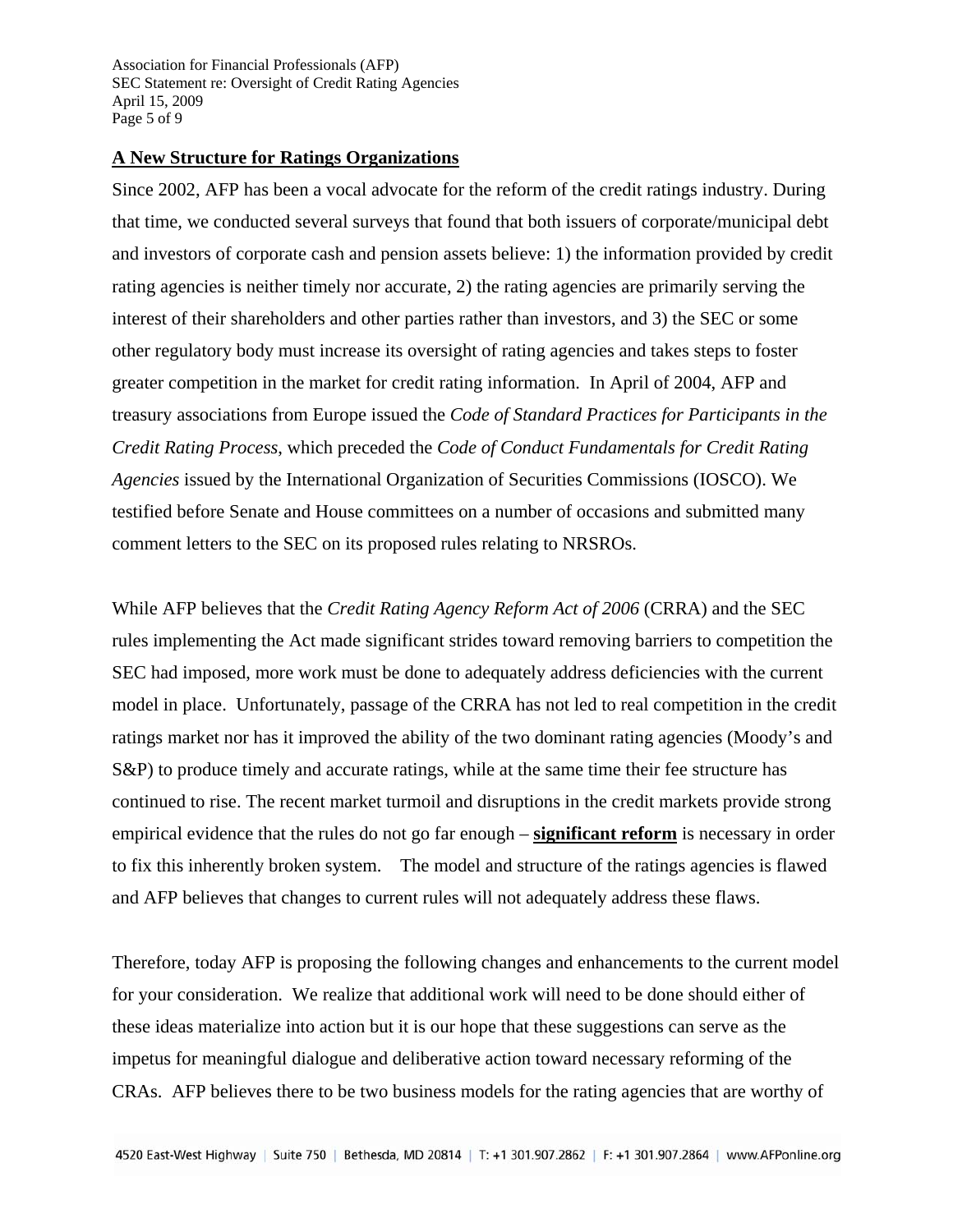## A New Structure for Ratings Organizations

Since 2002, AFP has been a vocal advocate for the reform of the credit ratings industry. During that time, we conducted several surveys that found that both issuers of corporate/municipal debt and investors of corporate cash and pension assets believe: 1) the information provided by credit rating agencies is neither timely nor accurate, 2) the rating agencies are primarily serving the interest of their shareholders and other parties rather than investors, and 3) the SEC or some other regulatory body must increase its oversight of rating agencies and takes steps to foster greater competition in the market for credit rating information. In April of 2004, AFP and treasury associations from Europe issued the *Code of Standard Practices for Participants in the Credit Rating Process*, which preceded the *Code of Conduct Fundamentals for Credit Rating Agencies* issued by the International Organization of Securities Commissions (IOSCO). We testified before Senate and House committees on a number of occasions and submitted many comment letters to the SEC on its proposed rules relating to NRSROs.

While AFP believes that the *Credit Rating Agency Reform Act of 2006* (CRRA) and the SEC rules implementing the Act made significant strides toward removing barriers to competition the SEC had imposed, more work must be done to adequately address deficiencies with the current model in place. Unfortunately, passage of the CRRA has not led to real competition in the credit ratings market nor has it improved the ability of the two dominant rating agencies (Moody's and S&P) to produce timely and accurate ratings, while at the same time their fee structure has continued to rise. The recent market turmoil and disruptions in the credit markets provide strong empirical evidence that the rules do not go far enough – **significant reform** is necessary in order to fix this inherently broken system. The model and structure of the ratings agencies is flawed and AFP believes that changes to current rules will not adequately address these flaws.

Therefore, today AFP is proposing the following changes and enhancements to the current model for your consideration. We realize that additional work will need to be done should either of these ideas materialize into action but it is our hope that these suggestions can serve as the impetus for meaningful dialogue and deliberative action toward necessary reforming of the CRAs. AFP believes there to be two business models for the rating agencies that are worthy of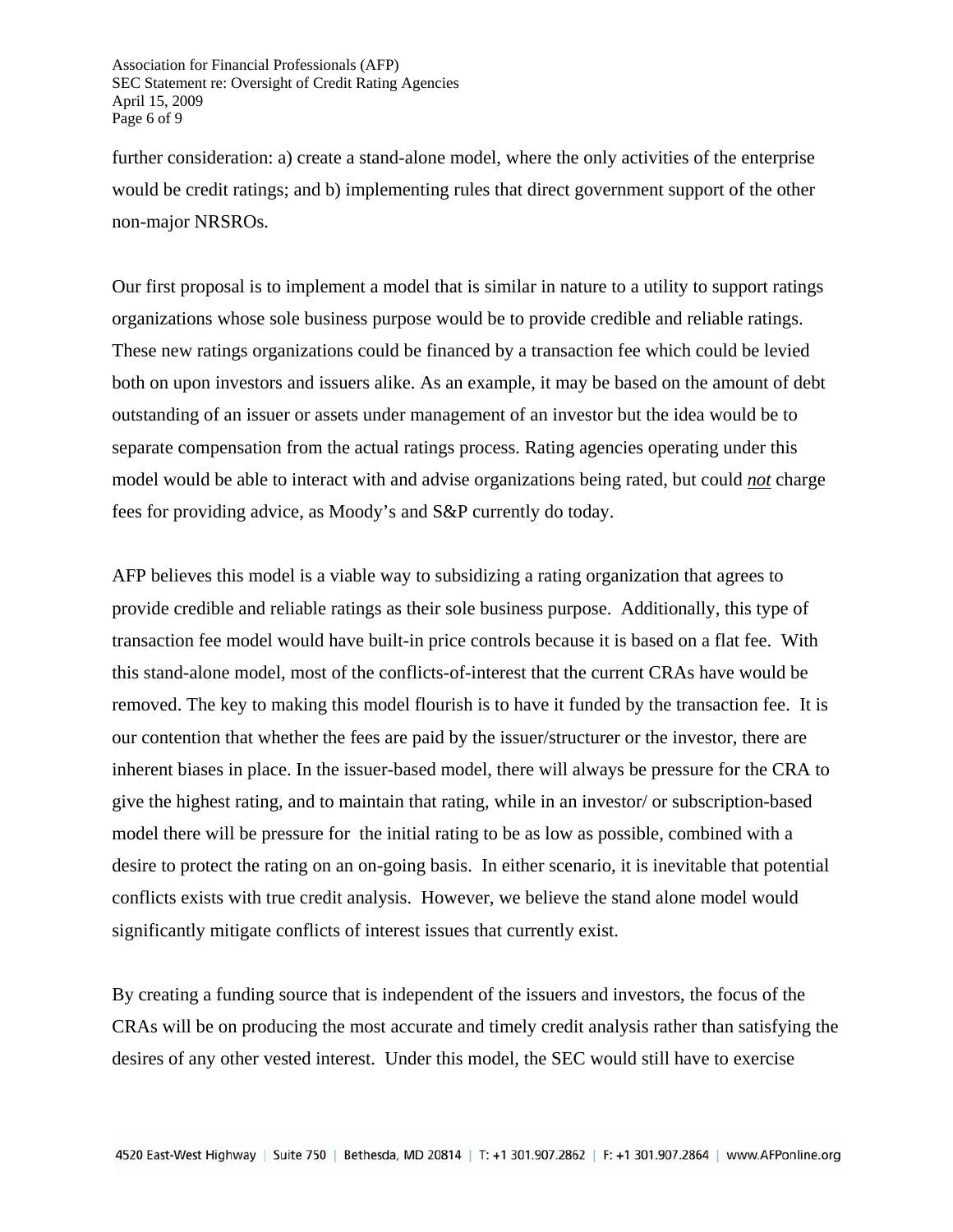further consideration: a) create a stand-alone model, where the only activities of the enterprise would be credit ratings; and b) implementing rules that direct government support of the other non-major NRSROs.

Our first proposal is to implement a model that is similar in nature to a utility to support ratings organizations whose sole business purpose would be to provide credible and reliable ratings. These new ratings organizations could be financed by a transaction fee which could be levied both on upon investors and issuers alike. As an example, it may be based on the amount of debt outstanding of an issuer or assets under management of an investor but the idea would be to separate compensation from the actual ratings process. Rating agencies operating under this model would be able to interact with and advise organizations being rated, but could ***not*** charge fees for providing advice, as Moody's and S&P currently do today.

AFP believes this model is a viable way to subsidizing a rating organization that agrees to provide credible and reliable ratings as their sole business purpose. Additionally, this type of transaction fee model would have built-in price controls because it is based on a flat fee. With this stand-alone model, most of the conflicts-of-interest that the current CRAs have would be removed. The key to making this model flourish is to have it funded by the transaction fee. It is our contention that whether the fees are paid by the issuer/structurer or the investor, there are inherent biases in place. In the issuer-based model, there will always be pressure for the CRA to give the highest rating, and to maintain that rating, while in an investor/ or subscription-based model there will be pressure for the initial rating to be as low as possible, combined with a desire to protect the rating on an on-going basis. In either scenario, it is inevitable that potential conflicts exists with true credit analysis. However, we believe the stand alone model would significantly mitigate conflicts of interest issues that currently exist.

By creating a funding source that is independent of the issuers and investors, the focus of the CRAs will be on producing the most accurate and timely credit analysis rather than satisfying the desires of any other vested interest. Under this model, the SEC would still have to exercise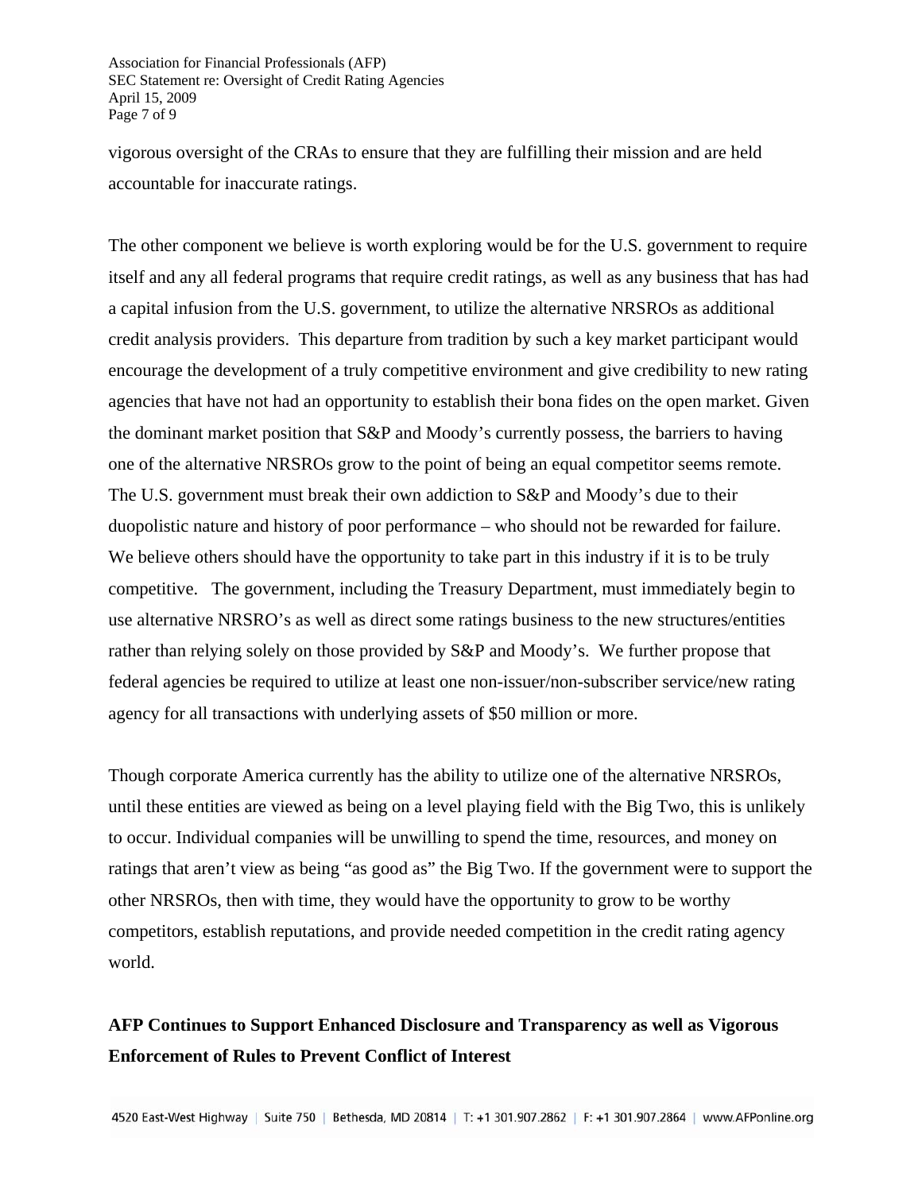vigorous oversight of the CRAs to ensure that they are fulfilling their mission and are held accountable for inaccurate ratings.

The other component we believe is worth exploring would be for the U.S. government to require itself and any all federal programs that require credit ratings, as well as any business that has had a capital infusion from the U.S. government, to utilize the alternative NRSROs as additional credit analysis providers. This departure from tradition by such a key market participant would encourage the development of a truly competitive environment and give credibility to new rating agencies that have not had an opportunity to establish their bona fides on the open market. Given the dominant market position that S&P and Moody's currently possess, the barriers to having one of the alternative NRSROs grow to the point of being an equal competitor seems remote. The U.S. government must break their own addiction to S&P and Moody's due to their duopolistic nature and history of poor performance – who should not be rewarded for failure. We believe others should have the opportunity to take part in this industry if it is to be truly competitive. The government, including the Treasury Department, must immediately begin to use alternative NRSRO's as well as direct some ratings business to the new structures/entities rather than relying solely on those provided by S&P and Moody's. We further propose that federal agencies be required to utilize at least one non-issuer/non-subscriber service/new rating agency for all transactions with underlying assets of $50 million or more.

Though corporate America currently has the ability to utilize one of the alternative NRSROs, until these entities are viewed as being on a level playing field with the Big Two, this is unlikely to occur. Individual companies will be unwilling to spend the time, resources, and money on ratings that aren't view as being "as good as" the Big Two. If the government were to support the other NRSROs, then with time, they would have the opportunity to grow to be worthy competitors, establish reputations, and provide needed competition in the credit rating agency world.

**AFP Continues to Support Enhanced Disclosure and Transparency as well as Vigorous Enforcement of Rules to Prevent Conflict of Interest**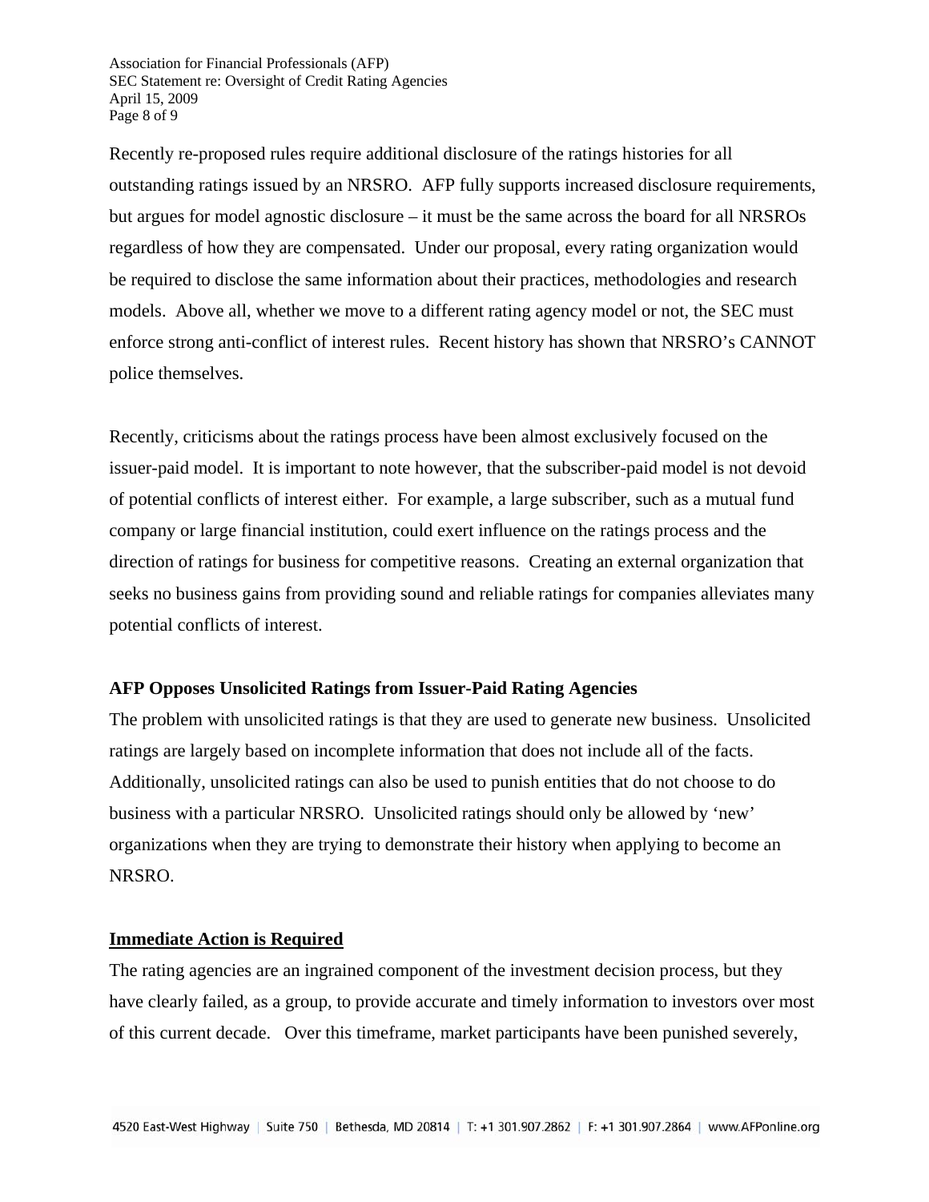Recently re-proposed rules require additional disclosure of the ratings histories for all outstanding ratings issued by an NRSRO. AFP fully supports increased disclosure requirements, but argues for model agnostic disclosure – it must be the same across the board for all NRSROs regardless of how they are compensated. Under our proposal, every rating organization would be required to disclose the same information about their practices, methodologies and research models. Above all, whether we move to a different rating agency model or not, the SEC must enforce strong anti-conflict of interest rules. Recent history has shown that NRSRO's CANNOT police themselves.

Recently, criticisms about the ratings process have been almost exclusively focused on the issuer-paid model. It is important to note however, that the subscriber-paid model is not devoid of potential conflicts of interest either. For example, a large subscriber, such as a mutual fund company or large financial institution, could exert influence on the ratings process and the direction of ratings for business for competitive reasons. Creating an external organization that seeks no business gains from providing sound and reliable ratings for companies alleviates many potential conflicts of interest.

**AFP Opposes Unsolicited Ratings from Issuer-Paid Rating Agencies**

The problem with unsolicited ratings is that they are used to generate new business. Unsolicited ratings are largely based on incomplete information that does not include all of the facts. Additionally, unsolicited ratings can also be used to punish entities that do not choose to do business with a particular NRSRO. Unsolicited ratings should only be allowed by 'new' organizations when they are trying to demonstrate their history when applying to become an NRSRO.

**Immediate Action is Required**

The rating agencies are an ingrained component of the investment decision process, but they have clearly failed, as a group, to provide accurate and timely information to investors over most of this current decade. Over this timeframe, market participants have been punished severely,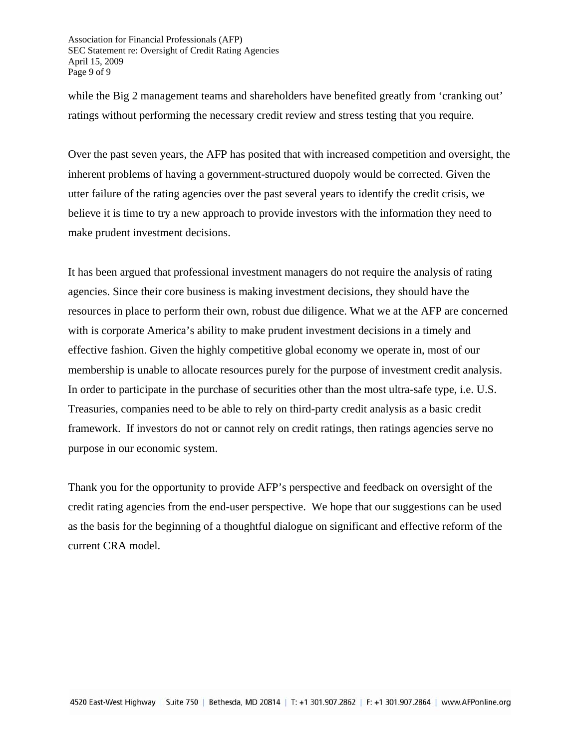while the Big 2 management teams and shareholders have benefited greatly from 'cranking out' ratings without performing the necessary credit review and stress testing that you require.

Over the past seven years, the AFP has posited that with increased competition and oversight, the inherent problems of having a government-structured duopoly would be corrected. Given the utter failure of the rating agencies over the past several years to identify the credit crisis, we believe it is time to try a new approach to provide investors with the information they need to make prudent investment decisions.

It has been argued that professional investment managers do not require the analysis of rating agencies. Since their core business is making investment decisions, they should have the resources in place to perform their own, robust due diligence. What we at the AFP are concerned with is corporate America's ability to make prudent investment decisions in a timely and effective fashion. Given the highly competitive global economy we operate in, most of our membership is unable to allocate resources purely for the purpose of investment credit analysis. In order to participate in the purchase of securities other than the most ultra-safe type, i.e. U.S. Treasuries, companies need to be able to rely on third-party credit analysis as a basic credit framework. If investors do not or cannot rely on credit ratings, then ratings agencies serve no purpose in our economic system.

Thank you for the opportunity to provide AFP's perspective and feedback on oversight of the credit rating agencies from the end-user perspective. We hope that our suggestions can be used as the basis for the beginning of a thoughtful dialogue on significant and effective reform of the current CRA model.